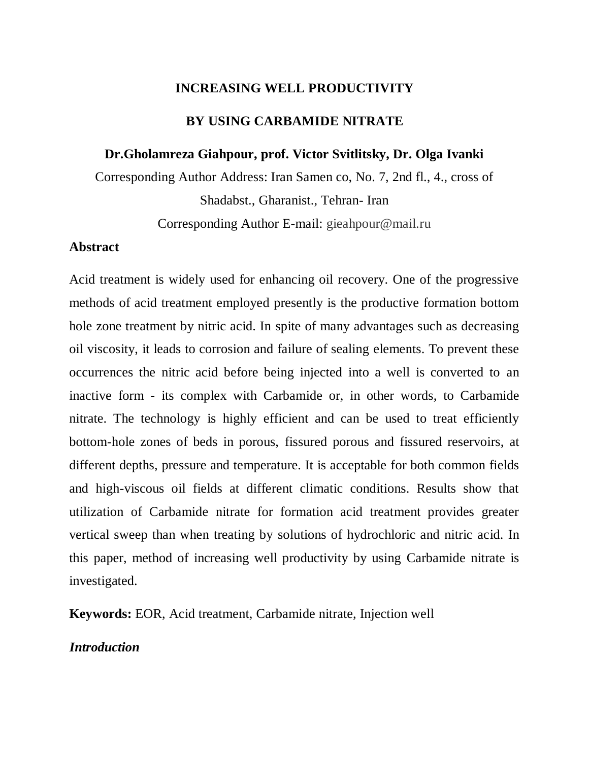# INCREASING WELL PRODUCTIVITY

# BY USING CARBAMIDE NITRATE

**Dr.Gholamreza Giahpour, prof. Victor Svitlitsky, Dr. Olga Ivanki**

Corresponding Author Address: Iran Samen co, No. 7, 2nd fl., 4., cross of Shadabst., Gharanist., Tehran- Iran

Corresponding Author E-mail: gieahpour@mail.ru

## Abstract

Acid treatment is widely used for enhancing oil recovery. One of the progressive methods of acid treatment employed presently is the productive formation bottom hole zone treatment by nitric acid. In spite of many advantages such as decreasing oil viscosity, it leads to corrosion and failure of sealing elements. To prevent these occurrences the nitric acid before being injected into a well is converted to an inactive form - its complex with Carbamide or, in other words, to Carbamide nitrate. The technology is highly efficient and can be used to treat efficiently bottom-hole zones of beds in porous, fissured porous and fissured reservoirs, at different depths, pressure and temperature. It is acceptable for both common fields and high-viscous oil fields at different climatic conditions. Results show that utilization of Carbamide nitrate for formation acid treatment provides greater vertical sweep than when treating by solutions of hydrochloric and nitric acid. In this paper, method of increasing well productivity by using Carbamide nitrate is investigated.

**Keywords:** EOR, Acid treatment, Carbamide nitrate, Injection well

## *Introduction*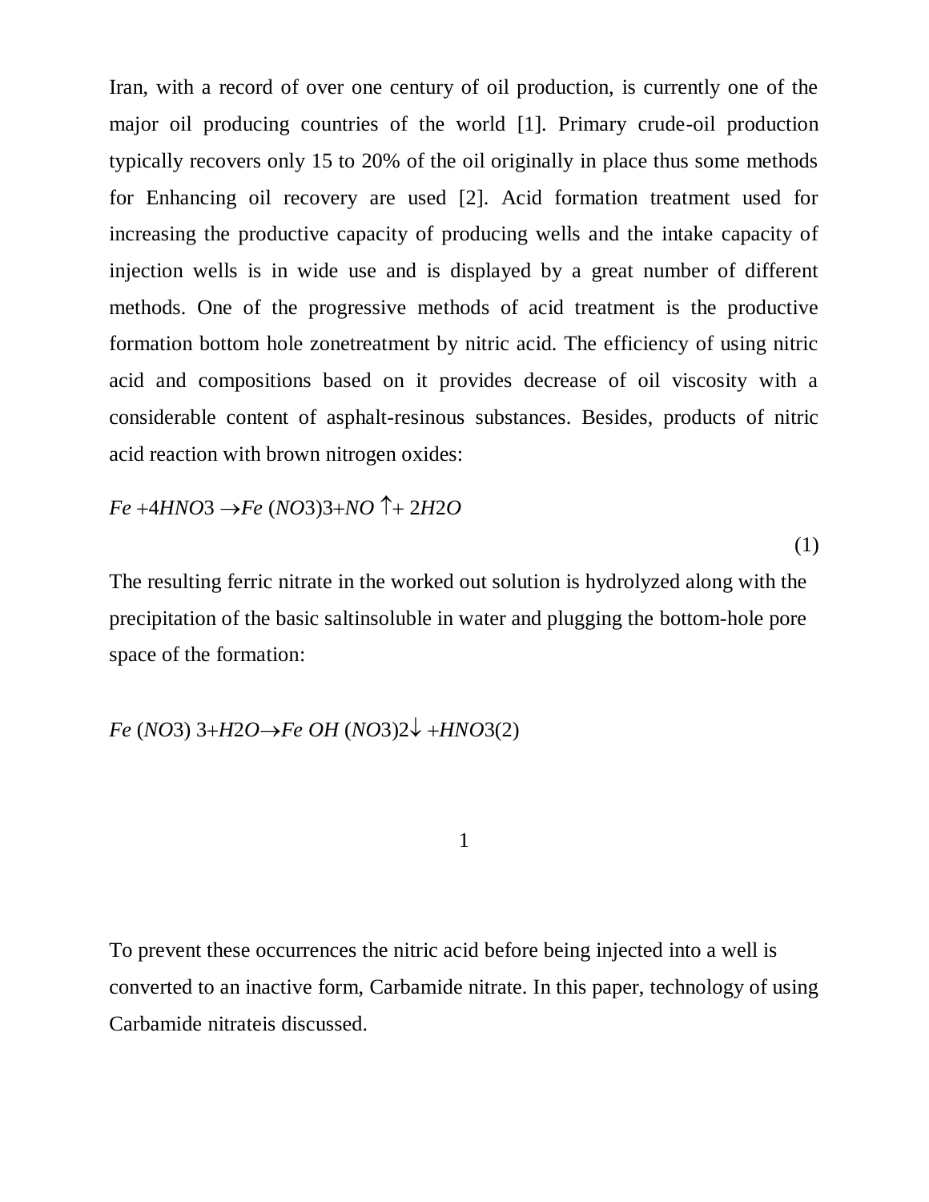Iran, with a record of over one century of oil production, is currently one of the major oil producing countries of the world [1]. Primary crude-oil production typically recovers only 15 to 20% of the oil originally in place thus some methods for Enhancing oil recovery are used [2]. Acid formation treatment used for increasing the productive capacity of producing wells and the intake capacity of injection wells is in wide use and is displayed by a great number of different methods. One of the progressive methods of acid treatment is the productive formation bottom hole zonetreatment by nitric acid. The efficiency of using nitric acid and compositions based on it provides decrease of oil viscosity with a considerable content of asphalt-resinous substances. Besides, products of nitric acid reaction with brown nitrogen oxides:

$$Fe + 4HNO_3 \rightarrow Fe(NO_3)_3 + NO\uparrow + 2H_2O \tag{1}$$

The resulting ferric nitrate in the worked out solution is hydrolyzed along with the precipitation of the basic saltinsoluble in water and plugging the bottom-hole pore space of the formation:

$$Fe(NO_3)_3 + H_2O \rightarrow Fe\,OH(NO_3)_2\downarrow + HNO_3 \tag{2}$$

To prevent these occurrences the nitric acid before being injected into a well is converted to an inactive form, Carbamide nitrate. In this paper, technology of using Carbamide nitrateis discussed.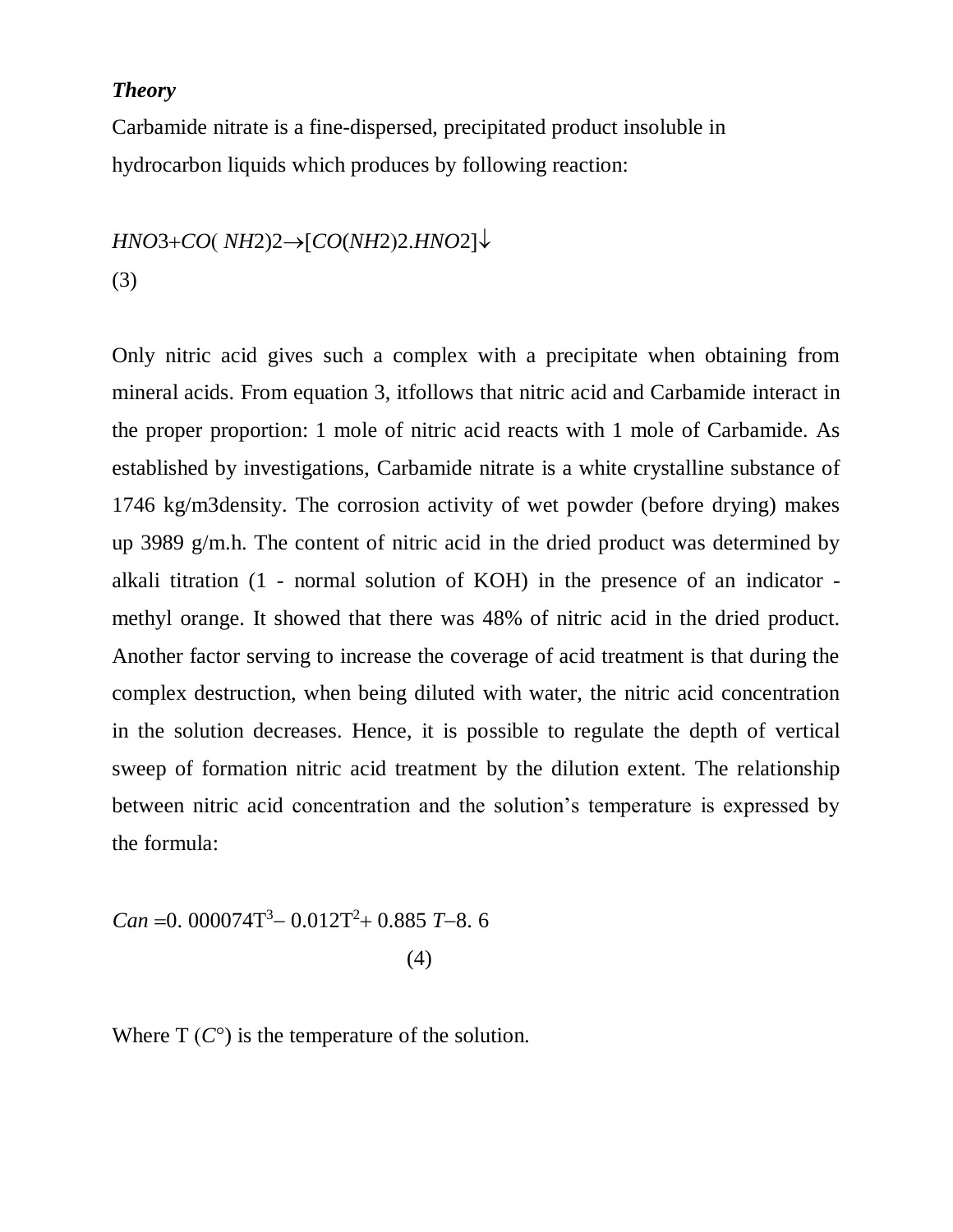***Theory***

Carbamide nitrate is a fine-dispersed, precipitated product insoluble in hydrocarbon liquids which produces by following reaction:

$$HNO3+CO(NH2)2\rightarrow[CO(NH2)2.HNO2]\downarrow$$

(3)

Only nitric acid gives such a complex with a precipitate when obtaining from mineral acids. From equation 3, itfollows that nitric acid and Carbamide interact in the proper proportion: 1 mole of nitric acid reacts with 1 mole of Carbamide. As established by investigations, Carbamide nitrate is a white crystalline substance of 1746 kg/m3density. The corrosion activity of wet powder (before drying) makes up 3989 g/m.h. The content of nitric acid in the dried product was determined by alkali titration (1 - normal solution of KOH) in the presence of an indicator - methyl orange. It showed that there was 48% of nitric acid in the dried product. Another factor serving to increase the coverage of acid treatment is that during the complex destruction, when being diluted with water, the nitric acid concentration in the solution decreases. Hence, it is possible to regulate the depth of vertical sweep of formation nitric acid treatment by the dilution extent. The relationship between nitric acid concentration and the solution's temperature is expressed by the formula:

$$Can = 0.000074T^3 - 0.012T^2 + 0.885\,T - 8.6 \qquad (4)$$

Where T ($C°$) is the temperature of the solution.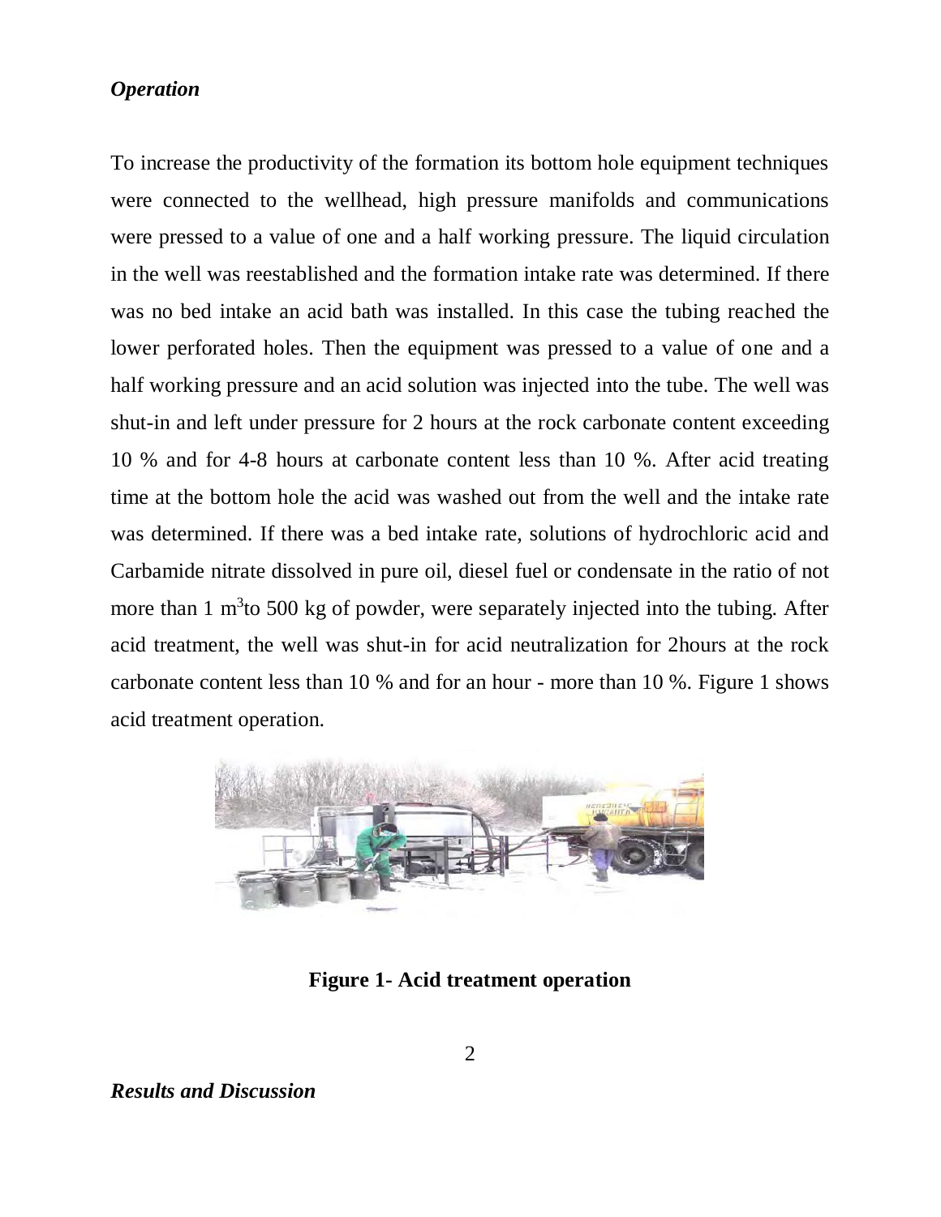### *Operation*

To increase the productivity of the formation its bottom hole equipment techniques were connected to the wellhead, high pressure manifolds and communications were pressed to a value of one and a half working pressure. The liquid circulation in the well was reestablished and the formation intake rate was determined. If there was no bed intake an acid bath was installed. In this case the tubing reached the lower perforated holes. Then the equipment was pressed to a value of one and a half working pressure and an acid solution was injected into the tube. The well was shut-in and left under pressure for 2 hours at the rock carbonate content exceeding 10 % and for 4-8 hours at carbonate content less than 10 %. After acid treating time at the bottom hole the acid was washed out from the well and the intake rate was determined. If there was a bed intake rate, solutions of hydrochloric acid and Carbamide nitrate dissolved in pure oil, diesel fuel or condensate in the ratio of not more than 1 $m^3$to 500 kg of powder, were separately injected into the tubing. After acid treatment, the well was shut-in for acid neutralization for 2hours at the rock carbonate content less than 10 % and for an hour - more than 10 %. Figure 1 shows acid treatment operation.

**Figure 1- Acid treatment operation**

### *Results and Discussion*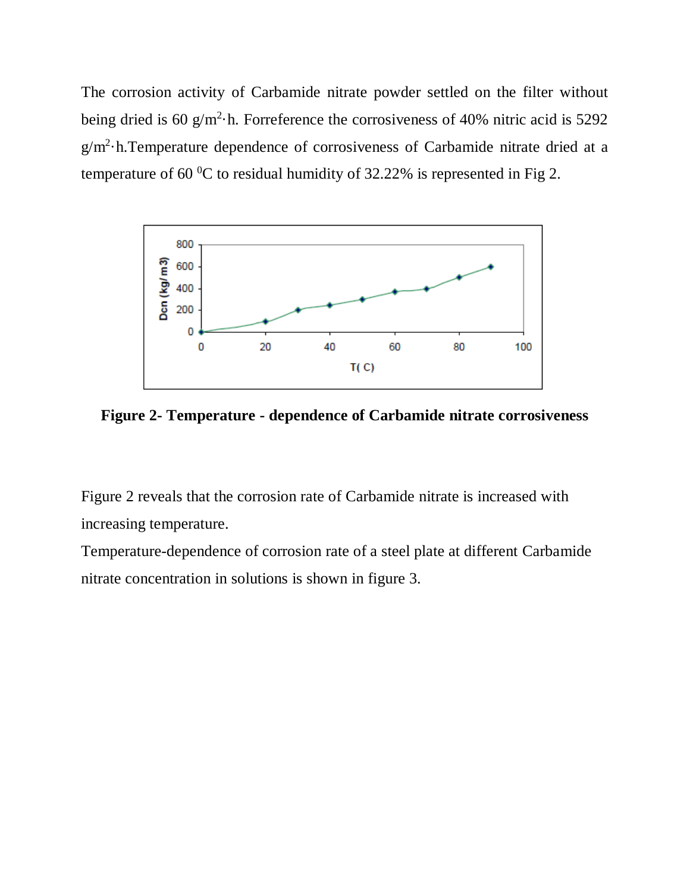The corrosion activity of Carbamide nitrate powder settled on the filter without being dried is 60 $g/m^2 \cdot h$. Forreference the corrosiveness of 40% nitric acid is 5292 $g/m^2 \cdot h$.Temperature dependence of corrosiveness of Carbamide nitrate dried at a temperature of 60 $^0C$ to residual humidity of 32.22% is represented in Fig 2.

**Figure 2- Temperature - dependence of Carbamide nitrate corrosiveness**

Figure 2 reveals that the corrosion rate of Carbamide nitrate is increased with increasing temperature.

Temperature-dependence of corrosion rate of a steel plate at different Carbamide nitrate concentration in solutions is shown in figure 3.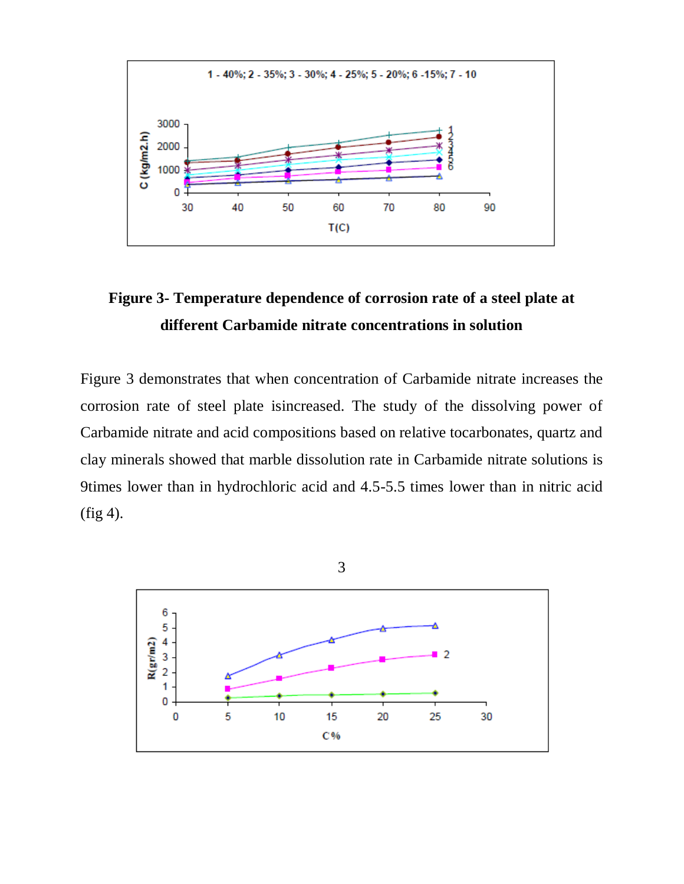**Figure 3- Temperature dependence of corrosion rate of a steel plate at different Carbamide nitrate concentrations in solution**

Figure 3 demonstrates that when concentration of Carbamide nitrate increases the corrosion rate of steel plate isincreased. The study of the dissolving power of Carbamide nitrate and acid compositions based on relative tocarbonates, quartz and clay minerals showed that marble dissolution rate in Carbamide nitrate solutions is 9times lower than in hydrochloric acid and 4.5-5.5 times lower than in nitric acid (fig 4).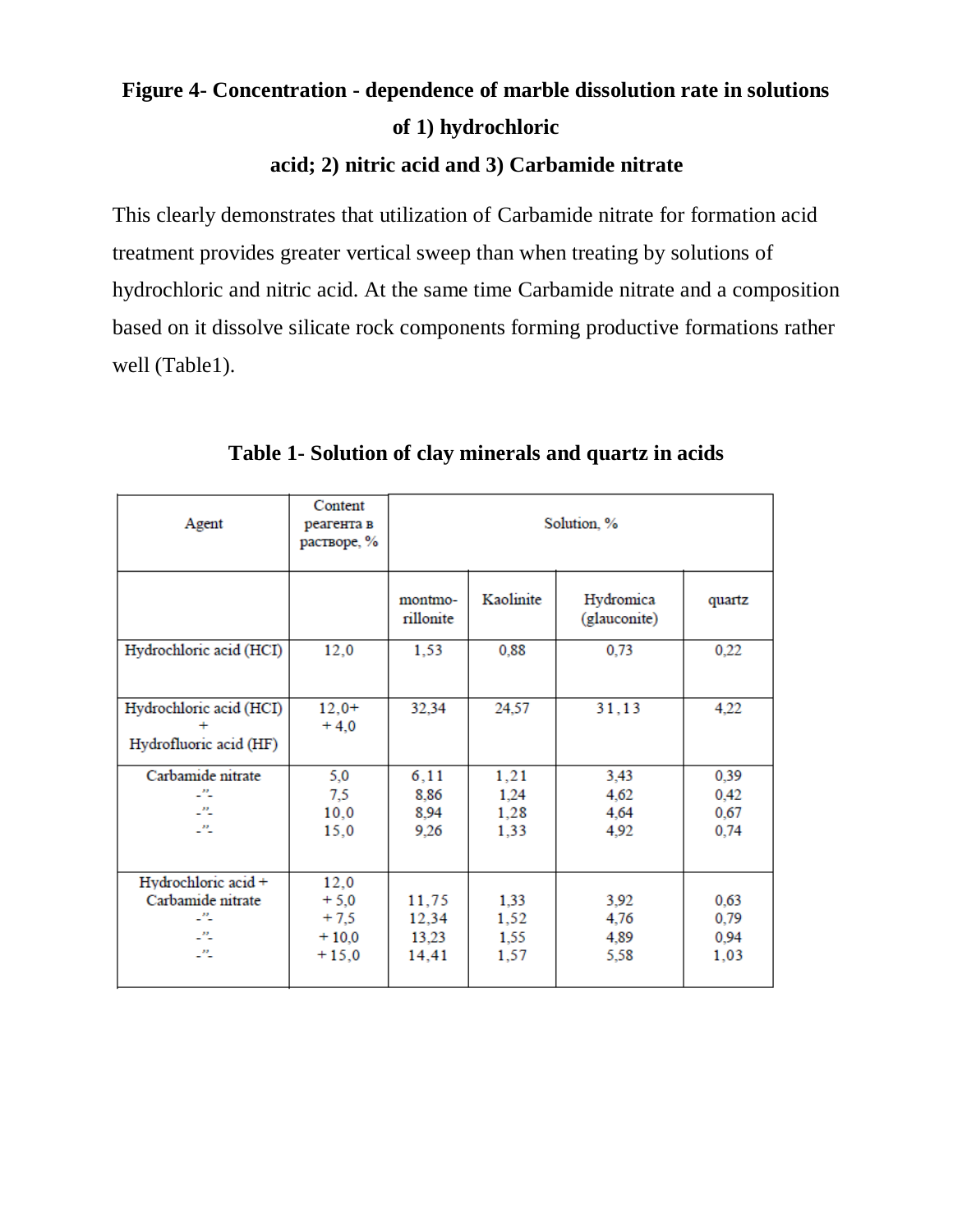**Figure 4- Concentration - dependence of marble dissolution rate in solutions of 1) hydrochloric acid; 2) nitric acid and 3) Carbamide nitrate**

This clearly demonstrates that utilization of Carbamide nitrate for formation acid treatment provides greater vertical sweep than when treating by solutions of hydrochloric and nitric acid. At the same time Carbamide nitrate and a composition based on it dissolve silicate rock components forming productive formations rather well (Table1).

**Table 1- Solution of clay minerals and quartz in acids**

| Agent | Content реагента в растворе, % | Solution, % | | | |
|---|---|---|---|---|---|
| | | montmo-rillonite | Kaolinite | Hydromica (glauconite) | quartz |
| Hydrochloric acid (HCI) | 12,0 | 1,53 | 0,88 | 0,73 | 0,22 |
| Hydrochloric acid (HCI) + Hydrofluoric acid (HF) | 12,0+ +4,0 | 32,34 | 24,57 | 31,13 | 4,22 |
| Carbamide nitrate | 5,0 | 6,11 | 1,21 | 3,43 | 0,39 |
| -"- | 7,5 | 8,86 | 1,24 | 4,62 | 0,42 |
| -"- | 10,0 | 8,94 | 1,28 | 4,64 | 0,67 |
| -"- | 15,0 | 9,26 | 1,33 | 4,92 | 0,74 |
| Hydrochloric acid + Carbamide nitrate | 12,0 +5,0 | 11,75 | 1,33 | 3,92 | 0,63 |
| -"- | +7,5 | 12,34 | 1,52 | 4,76 | 0,79 |
| -"- | +10,0 | 13,23 | 1,55 | 4,89 | 0,94 |
| -"- | +15,0 | 14,41 | 1,57 | 5,58 | 1,03 |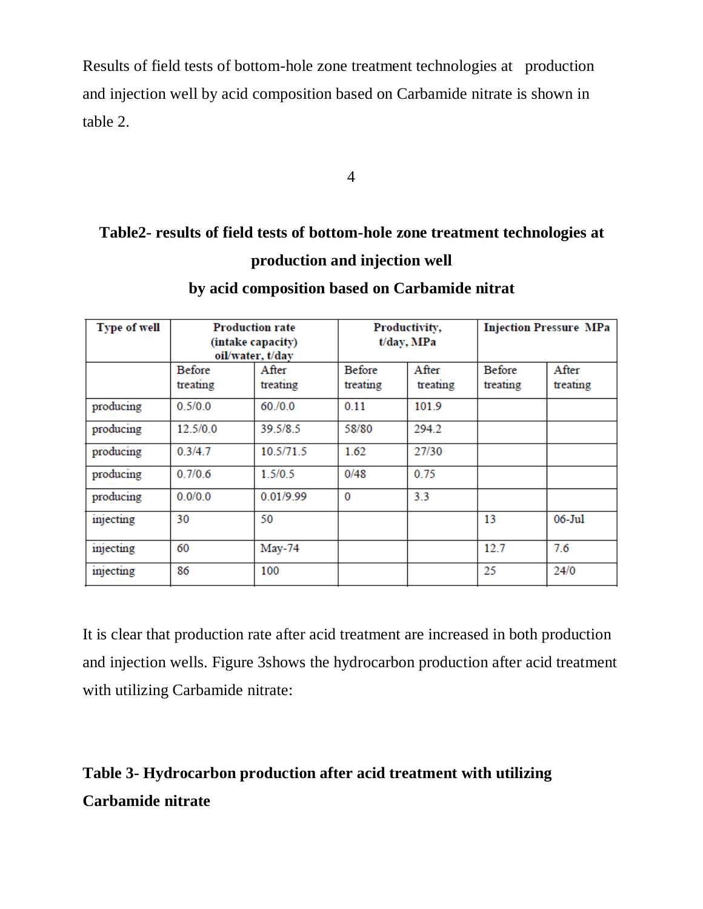Results of field tests of bottom-hole zone treatment technologies at production and injection well by acid composition based on Carbamide nitrate is shown in table 2.

**Table2- results of field tests of bottom-hole zone treatment technologies at production and injection well by acid composition based on Carbamide nitrat**

| Type of well | Production rate (intake capacity) oil/water, t/day | | Productivity, t/day, MPa | | Injection Pressure MPa | |
|---|---|---|---|---|---|---|
| | Before treating | After treating | Before treating | After treating | Before treating | After treating |
| producing | 0.5/0.0 | 60./0.0 | 0.11 | 101.9 | | |
| producing | 12.5/0.0 | 39.5/8.5 | 58/80 | 294.2 | | |
| producing | 0.3/4.7 | 10.5/71.5 | 1.62 | 27/30 | | |
| producing | 0.7/0.6 | 1.5/0.5 | 0/48 | 0.75 | | |
| producing | 0.0/0.0 | 0.01/9.99 | 0 | 3.3 | | |
| injecting | 30 | 50 | | | 13 | 06-Jul |
| injecting | 60 | May-74 | | | 12.7 | 7.6 |
| injecting | 86 | 100 | | | 25 | 24/0 |

It is clear that production rate after acid treatment are increased in both production and injection wells. Figure 3shows the hydrocarbon production after acid treatment with utilizing Carbamide nitrate:

**Table 3- Hydrocarbon production after acid treatment with utilizing Carbamide nitrate**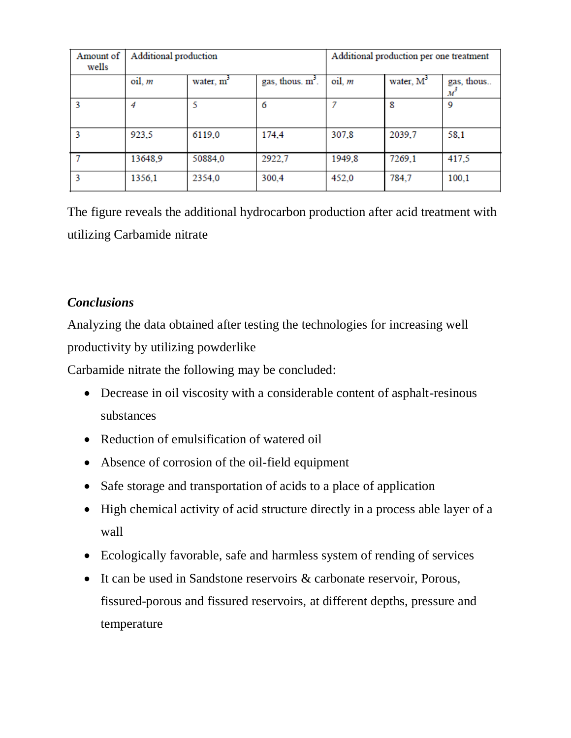| Amount of wells | Additional production | | | Additional production per one treatment | | |
|---|---|---|---|---|---|---|
| | oil, *m* | water, $m^3$ | gas, thous. $m^3$. | oil, *m* | water, $M^3$ | gas, thous.. $M^3$ |
| 3 | *4* | 5 | 6 | *7* | 8 | 9 |
| 3 | 923,5 | 6119,0 | 174,4 | 307,8 | 2039,7 | 58,1 |
| 7 | 13648,9 | 50884,0 | 2922,7 | 1949,8 | 7269,1 | 417,5 |
| 3 | 1356,1 | 2354,0 | 300,4 | 452,0 | 784,7 | 100,1 |

The figure reveals the additional hydrocarbon production after acid treatment with utilizing Carbamide nitrate

***Conclusions***

Analyzing the data obtained after testing the technologies for increasing well productivity by utilizing powderlike

Carbamide nitrate the following may be concluded:

- Decrease in oil viscosity with a considerable content of asphalt-resinous substances
- Reduction of emulsification of watered oil
- Absence of corrosion of the oil-field equipment
- Safe storage and transportation of acids to a place of application
- High chemical activity of acid structure directly in a process able layer of a wall
- Ecologically favorable, safe and harmless system of rending of services
- It can be used in Sandstone reservoirs & carbonate reservoir, Porous, fissured-porous and fissured reservoirs, at different depths, pressure and temperature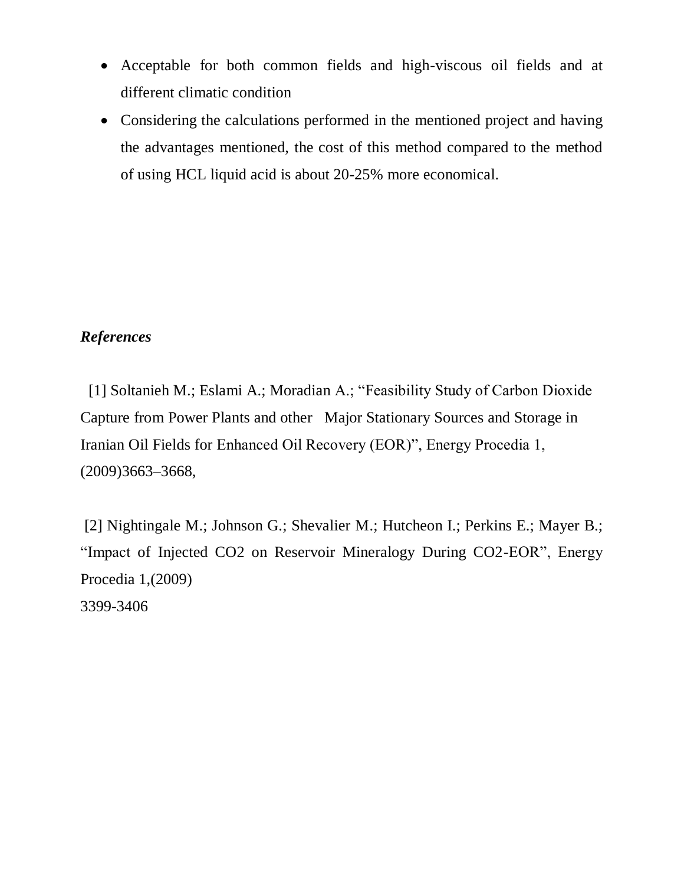- Acceptable for both common fields and high-viscous oil fields and at different climatic condition
- Considering the calculations performed in the mentioned project and having the advantages mentioned, the cost of this method compared to the method of using HCL liquid acid is about 20-25% more economical.

***References***

[1] Soltanieh M.; Eslami A.; Moradian A.; "Feasibility Study of Carbon Dioxide Capture from Power Plants and other Major Stationary Sources and Storage in Iranian Oil Fields for Enhanced Oil Recovery (EOR)", Energy Procedia 1, (2009)3663–3668,

[2] Nightingale M.; Johnson G.; Shevalier M.; Hutcheon I.; Perkins E.; Mayer B.; "Impact of Injected CO2 on Reservoir Mineralogy During CO2-EOR", Energy Procedia 1,(2009) 3399-3406